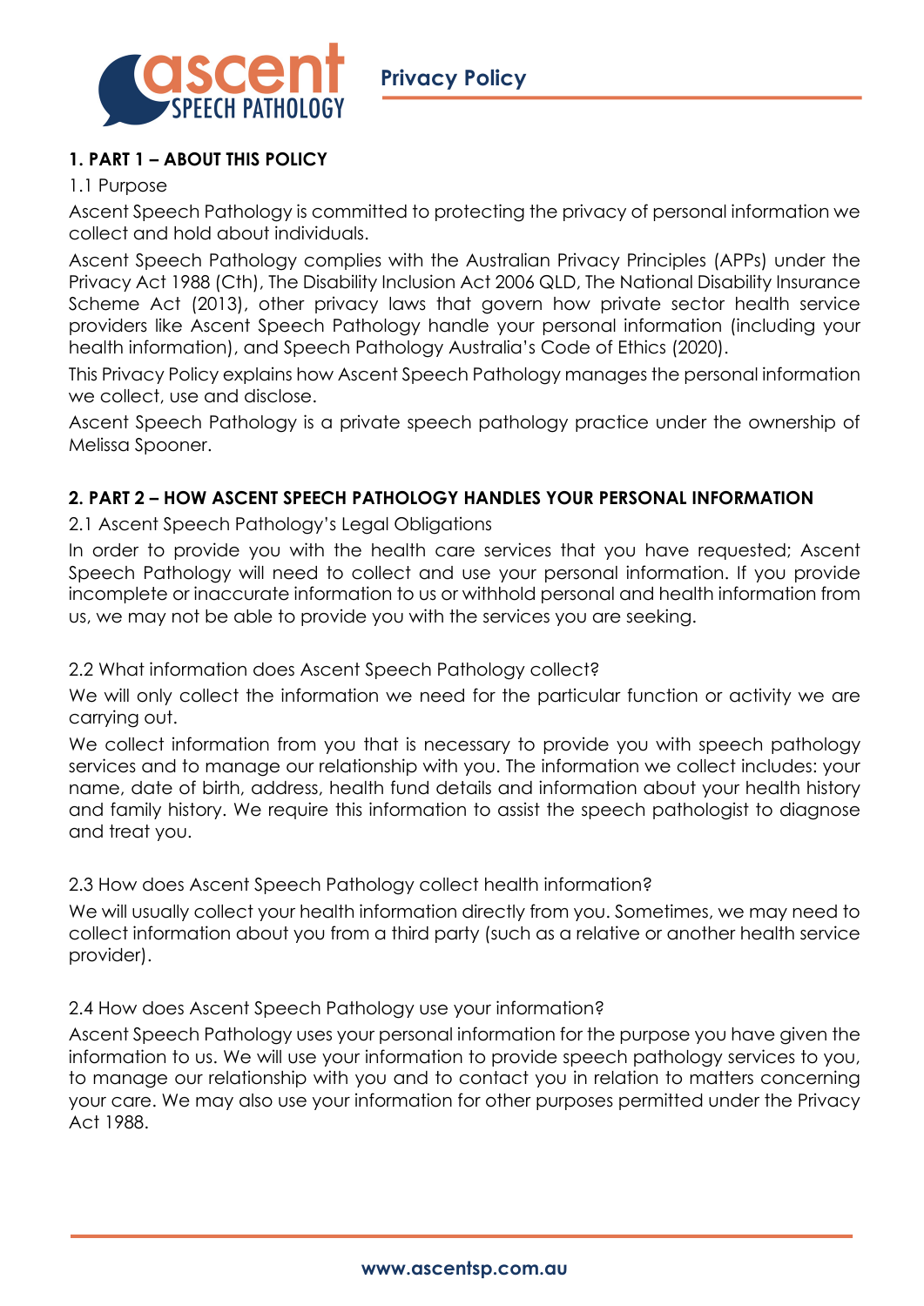# Privacy Policy

## 1. PART 1 – ABOUT THIS POLICY

### 1.1 Purpose

Ascent Speech Pathology is committed to protecting the privacy of personal information we collect and hold about individuals.

Ascent Speech Pathology complies with the Australian Privacy Principles (APPs) under the Privacy Act 1988 (Cth), The Disability Inclusion Act 2006 QLD, The National Disability Insurance Scheme Act (2013), other privacy laws that govern how private sector health service providers like Ascent Speech Pathology handle your personal information (including your health information), and Speech Pathology Australia's Code of Ethics (2020).

This Privacy Policy explains how Ascent Speech Pathology manages the personal information we collect, use and disclose.

Ascent Speech Pathology is a private speech pathology practice under the ownership of Melissa Spooner.

## 2. PART 2 – HOW ASCENT SPEECH PATHOLOGY HANDLES YOUR PERSONAL INFORMATION

### 2.1 Ascent Speech Pathology's Legal Obligations

In order to provide you with the health care services that you have requested; Ascent Speech Pathology will need to collect and use your personal information. If you provide incomplete or inaccurate information to us or withhold personal and health information from us, we may not be able to provide you with the services you are seeking.

### 2.2 What information does Ascent Speech Pathology collect?

We will only collect the information we need for the particular function or activity we are carrying out.

We collect information from you that is necessary to provide you with speech pathology services and to manage our relationship with you. The information we collect includes: your name, date of birth, address, health fund details and information about your health history and family history. We require this information to assist the speech pathologist to diagnose and treat you.

### 2.3 How does Ascent Speech Pathology collect health information?

We will usually collect your health information directly from you. Sometimes, we may need to collect information about you from a third party (such as a relative or another health service provider).

### 2.4 How does Ascent Speech Pathology use your information?

Ascent Speech Pathology uses your personal information for the purpose you have given the information to us. We will use your information to provide speech pathology services to you, to manage our relationship with you and to contact you in relation to matters concerning your care. We may also use your information for other purposes permitted under the Privacy Act 1988.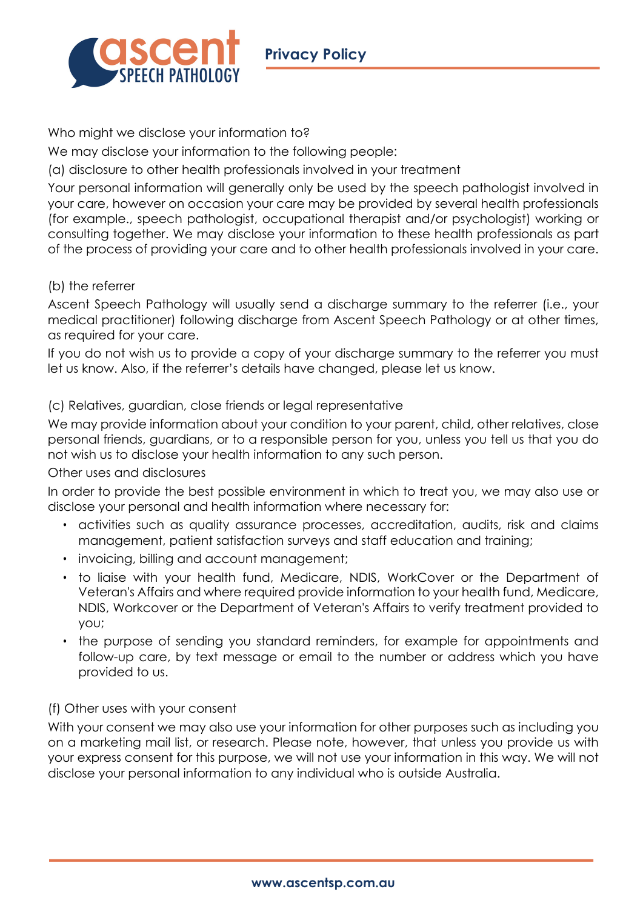Who might we disclose your information to?

We may disclose your information to the following people:

(a) disclosure to other health professionals involved in your treatment

Your personal information will generally only be used by the speech pathologist involved in your care, however on occasion your care may be provided by several health professionals (for example., speech pathologist, occupational therapist and/or psychologist) working or consulting together. We may disclose your information to these health professionals as part of the process of providing your care and to other health professionals involved in your care.

(b) the referrer

Ascent Speech Pathology will usually send a discharge summary to the referrer (i.e., your medical practitioner) following discharge from Ascent Speech Pathology or at other times, as required for your care.

If you do not wish us to provide a copy of your discharge summary to the referrer you must let us know. Also, if the referrer's details have changed, please let us know.

(c) Relatives, guardian, close friends or legal representative

We may provide information about your condition to your parent, child, other relatives, close personal friends, guardians, or to a responsible person for you, unless you tell us that you do not wish us to disclose your health information to any such person.

Other uses and disclosures

In order to provide the best possible environment in which to treat you, we may also use or disclose your personal and health information where necessary for:

- activities such as quality assurance processes, accreditation, audits, risk and claims management, patient satisfaction surveys and staff education and training;
- invoicing, billing and account management;
- to liaise with your health fund, Medicare, NDIS, WorkCover or the Department of Veteran's Affairs and where required provide information to your health fund, Medicare, NDIS, Workcover or the Department of Veteran's Affairs to verify treatment provided to you;
- the purpose of sending you standard reminders, for example for appointments and follow-up care, by text message or email to the number or address which you have provided to us.

(f) Other uses with your consent

With your consent we may also use your information for other purposes such as including you on a marketing mail list, or research. Please note, however, that unless you provide us with your express consent for this purpose, we will not use your information in this way. We will not disclose your personal information to any individual who is outside Australia.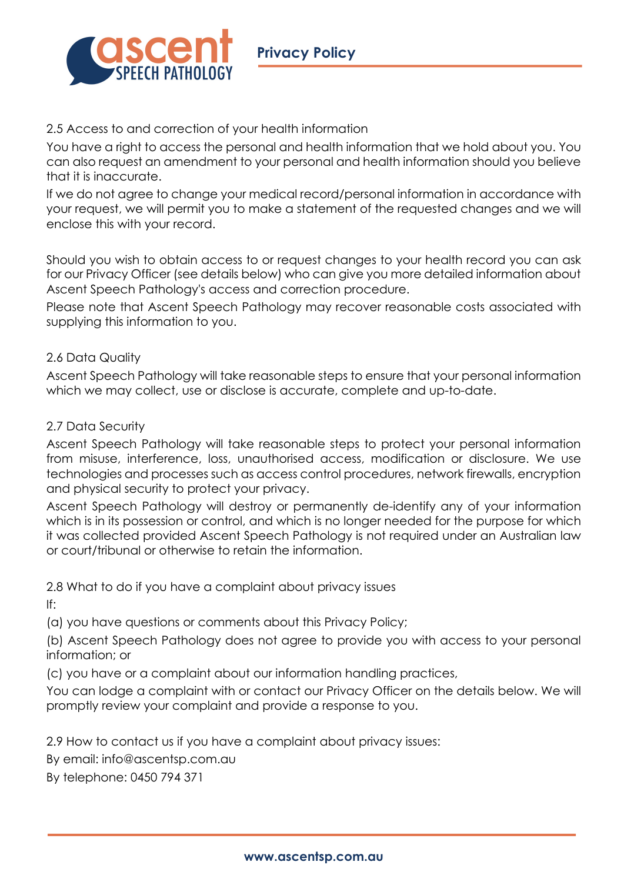## 2.5 Access to and correction of your health information

You have a right to access the personal and health information that we hold about you. You can also request an amendment to your personal and health information should you believe that it is inaccurate.

If we do not agree to change your medical record/personal information in accordance with your request, we will permit you to make a statement of the requested changes and we will enclose this with your record.

Should you wish to obtain access to or request changes to your health record you can ask for our Privacy Officer (see details below) who can give you more detailed information about Ascent Speech Pathology's access and correction procedure.

Please note that Ascent Speech Pathology may recover reasonable costs associated with supplying this information to you.

## 2.6 Data Quality

Ascent Speech Pathology will take reasonable steps to ensure that your personal information which we may collect, use or disclose is accurate, complete and up-to-date.

## 2.7 Data Security

Ascent Speech Pathology will take reasonable steps to protect your personal information from misuse, interference, loss, unauthorised access, modification or disclosure. We use technologies and processes such as access control procedures, network firewalls, encryption and physical security to protect your privacy.

Ascent Speech Pathology will destroy or permanently de-identify any of your information which is in its possession or control, and which is no longer needed for the purpose for which it was collected provided Ascent Speech Pathology is not required under an Australian law or court/tribunal or otherwise to retain the information.

## 2.8 What to do if you have a complaint about privacy issues

If:

(a) you have questions or comments about this Privacy Policy;

(b) Ascent Speech Pathology does not agree to provide you with access to your personal information; or

(c) you have or a complaint about our information handling practices,

You can lodge a complaint with or contact our Privacy Officer on the details below. We will promptly review your complaint and provide a response to you.

## 2.9 How to contact us if you have a complaint about privacy issues:

By email: info@ascentsp.com.au

By telephone: 0450 794 371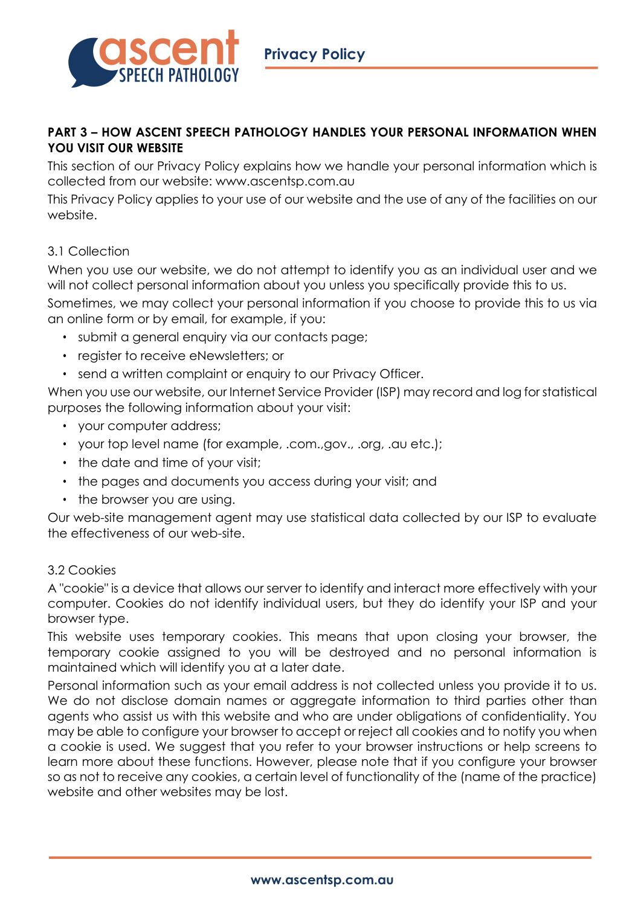## PART 3 – HOW ASCENT SPEECH PATHOLOGY HANDLES YOUR PERSONAL INFORMATION WHEN YOU VISIT OUR WEBSITE

This section of our Privacy Policy explains how we handle your personal information which is collected from our website: www.ascentsp.com.au

This Privacy Policy applies to your use of our website and the use of any of the facilities on our website.

### 3.1 Collection

When you use our website, we do not attempt to identify you as an individual user and we will not collect personal information about you unless you specifically provide this to us.

Sometimes, we may collect your personal information if you choose to provide this to us via an online form or by email, for example, if you:

- submit a general enquiry via our contacts page;
- register to receive eNewsletters; or
- send a written complaint or enquiry to our Privacy Officer.

When you use our website, our Internet Service Provider (ISP) may record and log for statistical purposes the following information about your visit:

- your computer address;
- your top level name (for example, .com.,gov., .org, .au etc.);
- the date and time of your visit;
- the pages and documents you access during your visit; and
- the browser you are using.

Our web-site management agent may use statistical data collected by our ISP to evaluate the effectiveness of our web-site.

### 3.2 Cookies

A "cookie" is a device that allows our server to identify and interact more effectively with your computer. Cookies do not identify individual users, but they do identify your ISP and your browser type.

This website uses temporary cookies. This means that upon closing your browser, the temporary cookie assigned to you will be destroyed and no personal information is maintained which will identify you at a later date.

Personal information such as your email address is not collected unless you provide it to us. We do not disclose domain names or aggregate information to third parties other than agents who assist us with this website and who are under obligations of confidentiality. You may be able to configure your browser to accept or reject all cookies and to notify you when a cookie is used. We suggest that you refer to your browser instructions or help screens to learn more about these functions. However, please note that if you configure your browser so as not to receive any cookies, a certain level of functionality of the (name of the practice) website and other websites may be lost.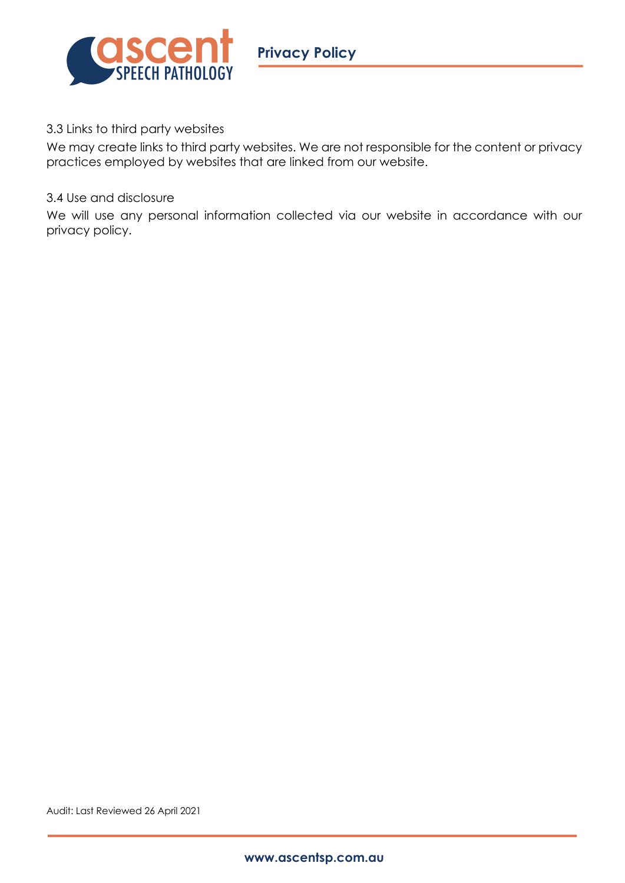### 3.3 Links to third party websites

We may create links to third party websites. We are not responsible for the content or privacy practices employed by websites that are linked from our website.

### 3.4 Use and disclosure

We will use any personal information collected via our website in accordance with our privacy policy.

Audit: Last Reviewed 26 April 2021